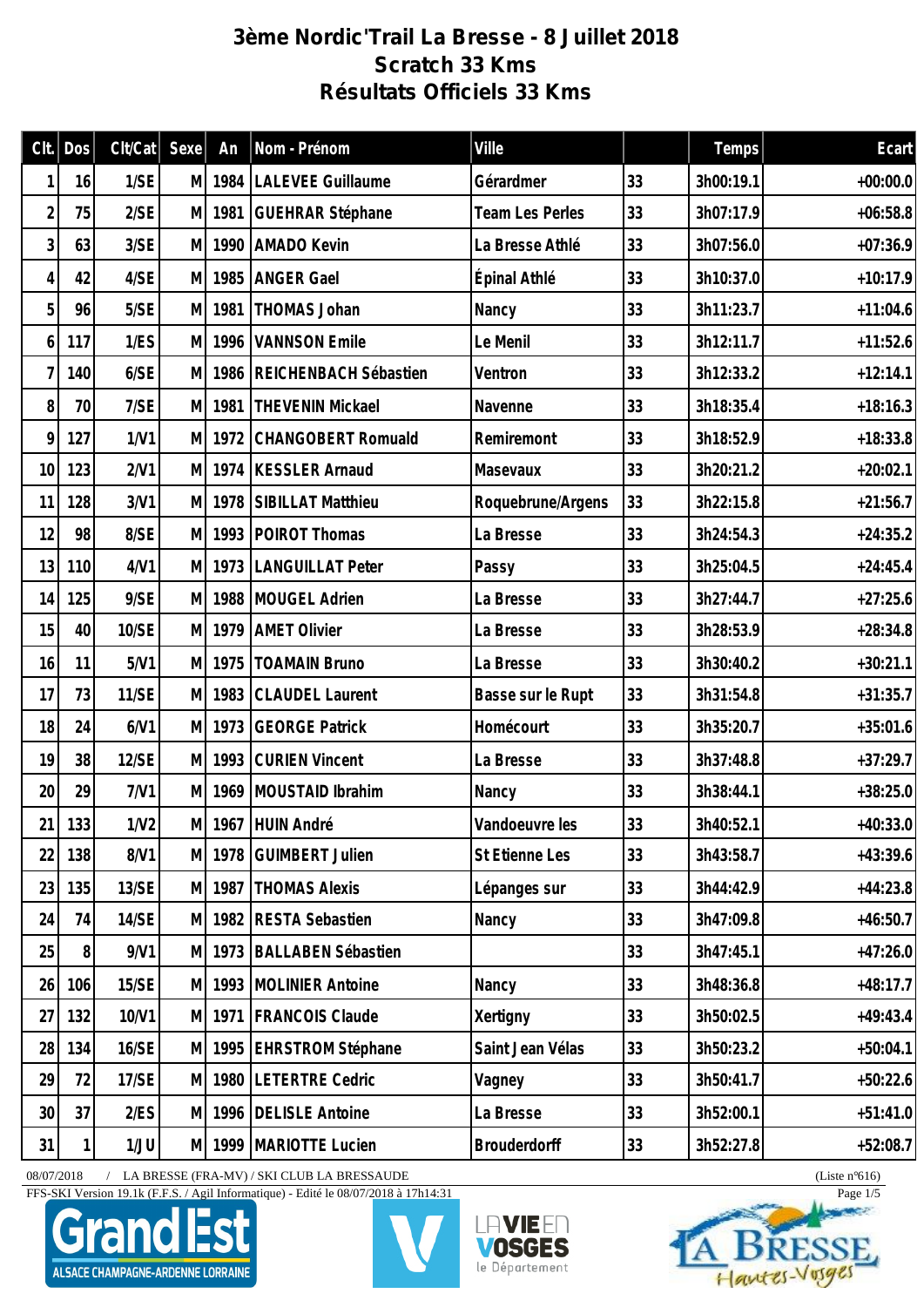# 3ème Nordic'Trail La Bresse - 8 Juillet 2018
## Scratch 33 Kms
## Résultats Officiels 33 Kms

| Clt. | Dos | Clt/Cat | Sexe | An | Nom - Prénom | Ville | | Temps | Ecart |
|---|---|---|---|---|---|---|---|---|---|
| 1 | 16 | 1/SE | M | 1984 | LALEVEE Guillaume | Gérardmer | 33 | 3h00:19.1 | +00:00.0 |
| 2 | 75 | 2/SE | M | 1981 | GUEHRAR Stéphane | Team Les Perles | 33 | 3h07:17.9 | +06:58.8 |
| 3 | 63 | 3/SE | M | 1990 | AMADO Kevin | La Bresse Athlé | 33 | 3h07:56.0 | +07:36.9 |
| 4 | 42 | 4/SE | M | 1985 | ANGER Gael | Épinal Athlé | 33 | 3h10:37.0 | +10:17.9 |
| 5 | 96 | 5/SE | M | 1981 | THOMAS Johan | Nancy | 33 | 3h11:23.7 | +11:04.6 |
| 6 | 117 | 1/ES | M | 1996 | VANNSON Emile | Le Menil | 33 | 3h12:11.7 | +11:52.6 |
| 7 | 140 | 6/SE | M | 1986 | REICHENBACH Sébastien | Ventron | 33 | 3h12:33.2 | +12:14.1 |
| 8 | 70 | 7/SE | M | 1981 | THEVENIN Mickael | Navenne | 33 | 3h18:35.4 | +18:16.3 |
| 9 | 127 | 1/V1 | M | 1972 | CHANGOBERT Romuald | Remiremont | 33 | 3h18:52.9 | +18:33.8 |
| 10 | 123 | 2/V1 | M | 1974 | KESSLER Arnaud | Masevaux | 33 | 3h20:21.2 | +20:02.1 |
| 11 | 128 | 3/V1 | M | 1978 | SIBILLAT Matthieu | Roquebrune/Argens | 33 | 3h22:15.8 | +21:56.7 |
| 12 | 98 | 8/SE | M | 1993 | POIROT Thomas | La Bresse | 33 | 3h24:54.3 | +24:35.2 |
| 13 | 110 | 4/V1 | M | 1973 | LANGUILLAT Peter | Passy | 33 | 3h25:04.5 | +24:45.4 |
| 14 | 125 | 9/SE | M | 1988 | MOUGEL Adrien | La Bresse | 33 | 3h27:44.7 | +27:25.6 |
| 15 | 40 | 10/SE | M | 1979 | AMET Olivier | La Bresse | 33 | 3h28:53.9 | +28:34.8 |
| 16 | 11 | 5/V1 | M | 1975 | TOAMAIN Bruno | La Bresse | 33 | 3h30:40.2 | +30:21.1 |
| 17 | 73 | 11/SE | M | 1983 | CLAUDEL Laurent | Basse sur le Rupt | 33 | 3h31:54.8 | +31:35.7 |
| 18 | 24 | 6/V1 | M | 1973 | GEORGE Patrick | Homécourt | 33 | 3h35:20.7 | +35:01.6 |
| 19 | 38 | 12/SE | M | 1993 | CURIEN Vincent | La Bresse | 33 | 3h37:48.8 | +37:29.7 |
| 20 | 29 | 7/V1 | M | 1969 | MOUSTAID Ibrahim | Nancy | 33 | 3h38:44.1 | +38:25.0 |
| 21 | 133 | 1/V2 | M | 1967 | HUIN André | Vandoeuvre les | 33 | 3h40:52.1 | +40:33.0 |
| 22 | 138 | 8/V1 | M | 1978 | GUIMBERT Julien | St Etienne Les | 33 | 3h43:58.7 | +43:39.6 |
| 23 | 135 | 13/SE | M | 1987 | THOMAS Alexis | Lépanges sur | 33 | 3h44:42.9 | +44:23.8 |
| 24 | 74 | 14/SE | M | 1982 | RESTA Sebastien | Nancy | 33 | 3h47:09.8 | +46:50.7 |
| 25 | 8 | 9/V1 | M | 1973 | BALLABEN Sébastien | | 33 | 3h47:45.1 | +47:26.0 |
| 26 | 106 | 15/SE | M | 1993 | MOLINIER Antoine | Nancy | 33 | 3h48:36.8 | +48:17.7 |
| 27 | 132 | 10/V1 | M | 1971 | FRANCOIS Claude | Xertigny | 33 | 3h50:02.5 | +49:43.4 |
| 28 | 134 | 16/SE | M | 1995 | EHRSTROM Stéphane | Saint Jean Vélas | 33 | 3h50:23.2 | +50:04.1 |
| 29 | 72 | 17/SE | M | 1980 | LETERTRE Cedric | Vagney | 33 | 3h50:41.7 | +50:22.6 |
| 30 | 37 | 2/ES | M | 1996 | DELISLE Antoine | La Bresse | 33 | 3h52:00.1 | +51:41.0 |
| 31 | 1 | 1/JU | M | 1999 | MARIOTTE Lucien | Brouderdorff | 33 | 3h52:27.8 | +52:08.7 |

08/07/2018 / LA BRESSE (FRA-MV) / SKI CLUB LA BRESSAUDE (Liste n°616)

FFS-SKI Version 19.1k (F.F.S. / Agil Informatique) - Edité le 08/07/2018 à 17h14:31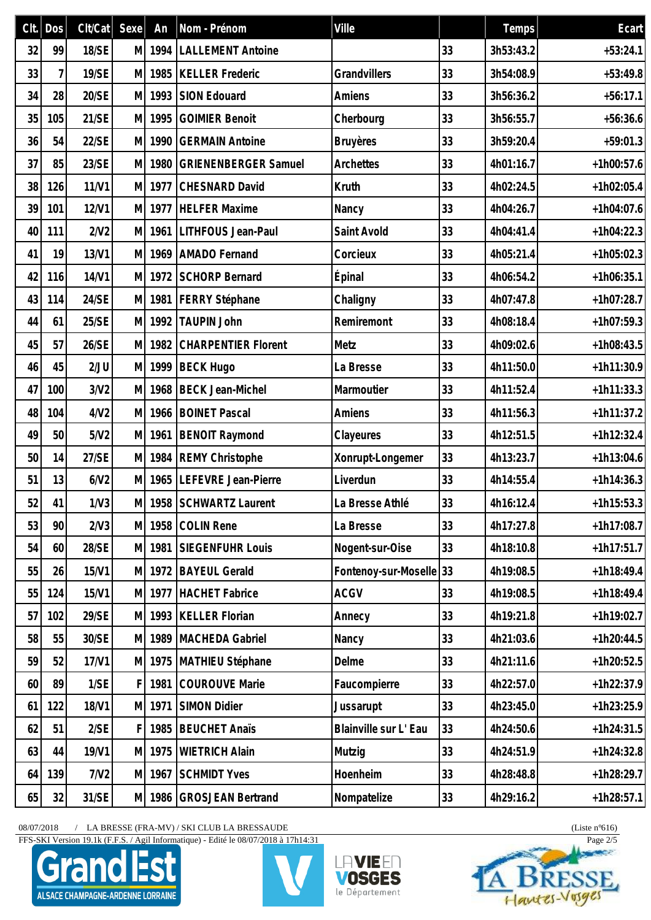| Clt. | Dos | Clt/Cat | Sexe | An | Nom - Prénom | Ville | | Temps | Ecart |
|---|---|---|---|---|---|---|---|---|---|
| 32 | 99 | 18/SE | M | 1994 | LALLEMENT Antoine | | 33 | 3h53:43.2 | +53:24.1 |
| 33 | 7 | 19/SE | M | 1985 | KELLER Frederic | Grandvillers | 33 | 3h54:08.9 | +53:49.8 |
| 34 | 28 | 20/SE | M | 1993 | SION Edouard | Amiens | 33 | 3h56:36.2 | +56:17.1 |
| 35 | 105 | 21/SE | M | 1995 | GOIMIER Benoit | Cherbourg | 33 | 3h56:55.7 | +56:36.6 |
| 36 | 54 | 22/SE | M | 1990 | GERMAIN Antoine | Bruyères | 33 | 3h59:20.4 | +59:01.3 |
| 37 | 85 | 23/SE | M | 1980 | GRIENENBERGER Samuel | Archettes | 33 | 4h01:16.7 | +1h00:57.6 |
| 38 | 126 | 11/V1 | M | 1977 | CHESNARD David | Kruth | 33 | 4h02:24.5 | +1h02:05.4 |
| 39 | 101 | 12/V1 | M | 1977 | HELFER Maxime | Nancy | 33 | 4h04:26.7 | +1h04:07.6 |
| 40 | 111 | 2/V2 | M | 1961 | LITHFOUS Jean-Paul | Saint Avold | 33 | 4h04:41.4 | +1h04:22.3 |
| 41 | 19 | 13/V1 | M | 1969 | AMADO Fernand | Corcieux | 33 | 4h05:21.4 | +1h05:02.3 |
| 42 | 116 | 14/V1 | M | 1972 | SCHORP Bernard | Épinal | 33 | 4h06:54.2 | +1h06:35.1 |
| 43 | 114 | 24/SE | M | 1981 | FERRY Stéphane | Chaligny | 33 | 4h07:47.8 | +1h07:28.7 |
| 44 | 61 | 25/SE | M | 1992 | TAUPIN John | Remiremont | 33 | 4h08:18.4 | +1h07:59.3 |
| 45 | 57 | 26/SE | M | 1982 | CHARPENTIER Florent | Metz | 33 | 4h09:02.6 | +1h08:43.5 |
| 46 | 45 | 2/JU | M | 1999 | BECK Hugo | La Bresse | 33 | 4h11:50.0 | +1h11:30.9 |
| 47 | 100 | 3/V2 | M | 1968 | BECK Jean-Michel | Marmoutier | 33 | 4h11:52.4 | +1h11:33.3 |
| 48 | 104 | 4/V2 | M | 1966 | BOINET Pascal | Amiens | 33 | 4h11:56.3 | +1h11:37.2 |
| 49 | 50 | 5/V2 | M | 1961 | BENOIT Raymond | Clayeures | 33 | 4h12:51.5 | +1h12:32.4 |
| 50 | 14 | 27/SE | M | 1984 | REMY Christophe | Xonrupt-Longemer | 33 | 4h13:23.7 | +1h13:04.6 |
| 51 | 13 | 6/V2 | M | 1965 | LEFEVRE Jean-Pierre | Liverdun | 33 | 4h14:55.4 | +1h14:36.3 |
| 52 | 41 | 1/V3 | M | 1958 | SCHWARTZ Laurent | La Bresse Athlé | 33 | 4h16:12.4 | +1h15:53.3 |
| 53 | 90 | 2/V3 | M | 1958 | COLIN Rene | La Bresse | 33 | 4h17:27.8 | +1h17:08.7 |
| 54 | 60 | 28/SE | M | 1981 | SIEGENFUHR Louis | Nogent-sur-Oise | 33 | 4h18:10.8 | +1h17:51.7 |
| 55 | 26 | 15/V1 | M | 1972 | BAYEUL Gerald | Fontenoy-sur-Moselle | 33 | 4h19:08.5 | +1h18:49.4 |
| 55 | 124 | 15/V1 | M | 1977 | HACHET Fabrice | ACGV | 33 | 4h19:08.5 | +1h18:49.4 |
| 57 | 102 | 29/SE | M | 1993 | KELLER Florian | Annecy | 33 | 4h19:21.8 | +1h19:02.7 |
| 58 | 55 | 30/SE | M | 1989 | MACHEDA Gabriel | Nancy | 33 | 4h21:03.6 | +1h20:44.5 |
| 59 | 52 | 17/V1 | M | 1975 | MATHIEU Stéphane | Delme | 33 | 4h21:11.6 | +1h20:52.5 |
| 60 | 89 | 1/SE | F | 1981 | COUROUVE Marie | Faucompierre | 33 | 4h22:57.0 | +1h22:37.9 |
| 61 | 122 | 18/V1 | M | 1971 | SIMON Didier | Jussarupt | 33 | 4h23:45.0 | +1h23:25.9 |
| 62 | 51 | 2/SE | F | 1985 | BEUCHET Anaïs | Blainville sur L' Eau | 33 | 4h24:50.6 | +1h24:31.5 |
| 63 | 44 | 19/V1 | M | 1975 | WIETRICH Alain | Mutzig | 33 | 4h24:51.9 | +1h24:32.8 |
| 64 | 139 | 7/V2 | M | 1967 | SCHMIDT Yves | Hoenheim | 33 | 4h28:48.8 | +1h28:29.7 |
| 65 | 32 | 31/SE | M | 1986 | GROSJEAN Bertrand | Nompatelize | 33 | 4h29:16.2 | +1h28:57.1 |

08/07/2018 / LA BRESSE (FRA-MV) / SKI CLUB LA BRESSAUDE (Liste n°616)

FFS-SKI Version 19.1k (F.F.S. / Agil Informatique) - Edité le 08/07/2018 à 17h14:31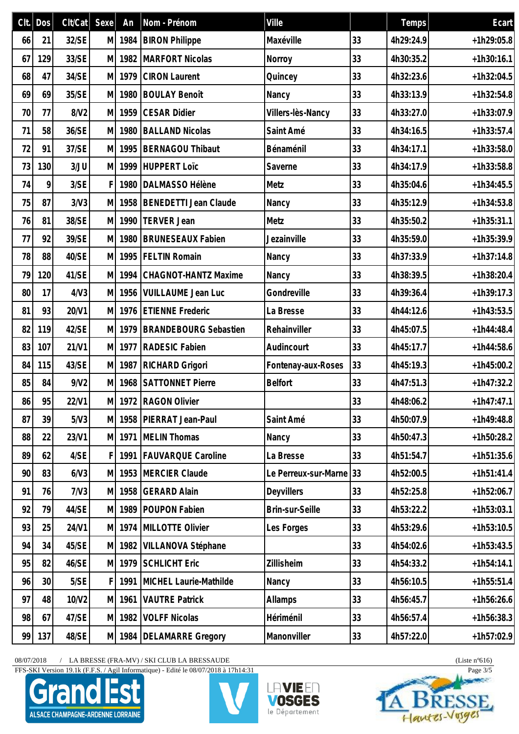| Clt. | Dos | Clt/Cat | Sexe | An | Nom - Prénom | Ville | | Temps | Ecart |
|---|---|---|---|---|---|---|---|---|---|
| 66 | 21 | 32/SE | M | 1984 | BIRON Philippe | Maxéville | 33 | 4h29:24.9 | +1h29:05.8 |
| 67 | 129 | 33/SE | M | 1982 | MARFORT Nicolas | Norroy | 33 | 4h30:35.2 | +1h30:16.1 |
| 68 | 47 | 34/SE | M | 1979 | CIRON Laurent | Quincey | 33 | 4h32:23.6 | +1h32:04.5 |
| 69 | 69 | 35/SE | M | 1980 | BOULAY Benoît | Nancy | 33 | 4h33:13.9 | +1h32:54.8 |
| 70 | 77 | 8/V2 | M | 1959 | CESAR Didier | Villers-lès-Nancy | 33 | 4h33:27.0 | +1h33:07.9 |
| 71 | 58 | 36/SE | M | 1980 | BALLAND Nicolas | Saint Amé | 33 | 4h34:16.5 | +1h33:57.4 |
| 72 | 91 | 37/SE | M | 1995 | BERNAGOU Thibaut | Bénaménil | 33 | 4h34:17.1 | +1h33:58.0 |
| 73 | 130 | 3/JU | M | 1999 | HUPPERT Loïc | Saverne | 33 | 4h34:17.9 | +1h33:58.8 |
| 74 | 9 | 3/SE | F | 1980 | DALMASSO Hélène | Metz | 33 | 4h35:04.6 | +1h34:45.5 |
| 75 | 87 | 3/V3 | M | 1958 | BENEDETTI Jean Claude | Nancy | 33 | 4h35:12.9 | +1h34:53.8 |
| 76 | 81 | 38/SE | M | 1990 | TERVER Jean | Metz | 33 | 4h35:50.2 | +1h35:31.1 |
| 77 | 92 | 39/SE | M | 1980 | BRUNESEAUX Fabien | Jezainville | 33 | 4h35:59.0 | +1h35:39.9 |
| 78 | 88 | 40/SE | M | 1995 | FELTIN Romain | Nancy | 33 | 4h37:33.9 | +1h37:14.8 |
| 79 | 120 | 41/SE | M | 1994 | CHAGNOT-HANTZ Maxime | Nancy | 33 | 4h38:39.5 | +1h38:20.4 |
| 80 | 17 | 4/V3 | M | 1956 | VUILLAUME Jean Luc | Gondreville | 33 | 4h39:36.4 | +1h39:17.3 |
| 81 | 93 | 20/V1 | M | 1976 | ETIENNE Frederic | La Bresse | 33 | 4h44:12.6 | +1h43:53.5 |
| 82 | 119 | 42/SE | M | 1979 | BRANDEBOURG Sebastien | Rehainviller | 33 | 4h45:07.5 | +1h44:48.4 |
| 83 | 107 | 21/V1 | M | 1977 | RADESIC Fabien | Audincourt | 33 | 4h45:17.7 | +1h44:58.6 |
| 84 | 115 | 43/SE | M | 1987 | RICHARD Grigori | Fontenay-aux-Roses | 33 | 4h45:19.3 | +1h45:00.2 |
| 85 | 84 | 9/V2 | M | 1968 | SATTONNET Pierre | Belfort | 33 | 4h47:51.3 | +1h47:32.2 |
| 86 | 95 | 22/V1 | M | 1972 | RAGON Olivier | | 33 | 4h48:06.2 | +1h47:47.1 |
| 87 | 39 | 5/V3 | M | 1958 | PIERRAT Jean-Paul | Saint Amé | 33 | 4h50:07.9 | +1h49:48.8 |
| 88 | 22 | 23/V1 | M | 1971 | MELIN Thomas | Nancy | 33 | 4h50:47.3 | +1h50:28.2 |
| 89 | 62 | 4/SE | F | 1991 | FAUVARQUE Caroline | La Bresse | 33 | 4h51:54.7 | +1h51:35.6 |
| 90 | 83 | 6/V3 | M | 1953 | MERCIER Claude | Le Perreux-sur-Marne | 33 | 4h52:00.5 | +1h51:41.4 |
| 91 | 76 | 7/V3 | M | 1958 | GERARD Alain | Deyvillers | 33 | 4h52:25.8 | +1h52:06.7 |
| 92 | 79 | 44/SE | M | 1989 | POUPON Fabien | Brin-sur-Seille | 33 | 4h53:22.2 | +1h53:03.1 |
| 93 | 25 | 24/V1 | M | 1974 | MILLOTTE Olivier | Les Forges | 33 | 4h53:29.6 | +1h53:10.5 |
| 94 | 34 | 45/SE | M | 1982 | VILLANOVA Stéphane | | 33 | 4h54:02.6 | +1h53:43.5 |
| 95 | 82 | 46/SE | M | 1979 | SCHLICHT Eric | Zillisheim | 33 | 4h54:33.2 | +1h54:14.1 |
| 96 | 30 | 5/SE | F | 1991 | MICHEL Laurie-Mathilde | Nancy | 33 | 4h56:10.5 | +1h55:51.4 |
| 97 | 48 | 10/V2 | M | 1961 | VAUTRE Patrick | Allamps | 33 | 4h56:45.7 | +1h56:26.6 |
| 98 | 67 | 47/SE | M | 1982 | VOLFF Nicolas | Hériménil | 33 | 4h56:57.4 | +1h56:38.3 |
| 99 | 137 | 48/SE | M | 1984 | DELAMARRE Gregory | Manonviller | 33 | 4h57:22.0 | +1h57:02.9 |

08/07/2018 / LA BRESSE (FRA-MV) / SKI CLUB LA BRESSAUDE (Liste n°616)

FFS-SKI Version 19.1k (F.F.S. / Agil Informatique) - Edité le 08/07/2018 à 17h14:31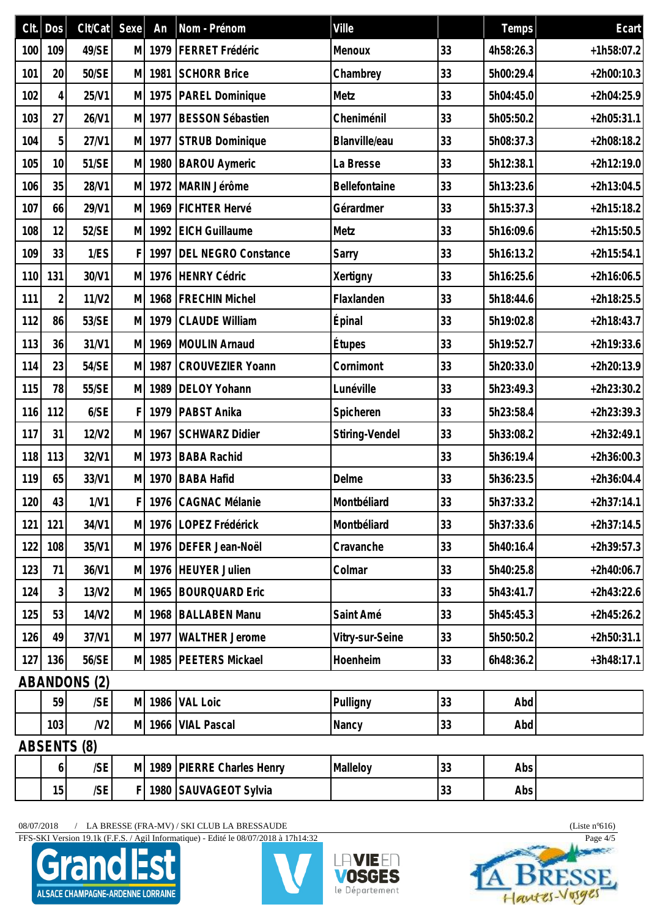| Clt. | Dos | Clt/Cat | Sexe | An | Nom - Prénom | Ville | | Temps | Ecart |
|---|---|---|---|---|---|---|---|---|---|
| 100 | 109 | 49/SE | M | 1979 | FERRET Frédéric | Menoux | 33 | 4h58:26.3 | +1h58:07.2 |
| 101 | 20 | 50/SE | M | 1981 | SCHORR Brice | Chambrey | 33 | 5h00:29.4 | +2h00:10.3 |
| 102 | 4 | 25/V1 | M | 1975 | PAREL Dominique | Metz | 33 | 5h04:45.0 | +2h04:25.9 |
| 103 | 27 | 26/V1 | M | 1977 | BESSON Sébastien | Cheniménil | 33 | 5h05:50.2 | +2h05:31.1 |
| 104 | 5 | 27/V1 | M | 1977 | STRUB Dominique | Blanville/eau | 33 | 5h08:37.3 | +2h08:18.2 |
| 105 | 10 | 51/SE | M | 1980 | BAROU Aymeric | La Bresse | 33 | 5h12:38.1 | +2h12:19.0 |
| 106 | 35 | 28/V1 | M | 1972 | MARIN Jérôme | Bellefontaine | 33 | 5h13:23.6 | +2h13:04.5 |
| 107 | 66 | 29/V1 | M | 1969 | FICHTER Hervé | Gérardmer | 33 | 5h15:37.3 | +2h15:18.2 |
| 108 | 12 | 52/SE | M | 1992 | EICH Guillaume | Metz | 33 | 5h16:09.6 | +2h15:50.5 |
| 109 | 33 | 1/ES | F | 1997 | DEL NEGRO Constance | Sarry | 33 | 5h16:13.2 | +2h15:54.1 |
| 110 | 131 | 30/V1 | M | 1976 | HENRY Cédric | Xertigny | 33 | 5h16:25.6 | +2h16:06.5 |
| 111 | 2 | 11/V2 | M | 1968 | FRECHIN Michel | Flaxlanden | 33 | 5h18:44.6 | +2h18:25.5 |
| 112 | 86 | 53/SE | M | 1979 | CLAUDE William | Épinal | 33 | 5h19:02.8 | +2h18:43.7 |
| 113 | 36 | 31/V1 | M | 1969 | MOULIN Arnaud | Étupes | 33 | 5h19:52.7 | +2h19:33.6 |
| 114 | 23 | 54/SE | M | 1987 | CROUVEZIER Yoann | Cornimont | 33 | 5h20:33.0 | +2h20:13.9 |
| 115 | 78 | 55/SE | M | 1989 | DELOY Yohann | Lunéville | 33 | 5h23:49.3 | +2h23:30.2 |
| 116 | 112 | 6/SE | F | 1979 | PABST Anika | Spicheren | 33 | 5h23:58.4 | +2h23:39.3 |
| 117 | 31 | 12/V2 | M | 1967 | SCHWARZ Didier | Stiring-Vendel | 33 | 5h33:08.2 | +2h32:49.1 |
| 118 | 113 | 32/V1 | M | 1973 | BABA Rachid | | 33 | 5h36:19.4 | +2h36:00.3 |
| 119 | 65 | 33/V1 | M | 1970 | BABA Hafid | Delme | 33 | 5h36:23.5 | +2h36:04.4 |
| 120 | 43 | 1/V1 | F | 1976 | CAGNAC Mélanie | Montbéliard | 33 | 5h37:33.2 | +2h37:14.1 |
| 121 | 121 | 34/V1 | M | 1976 | LOPEZ Frédérick | Montbéliard | 33 | 5h37:33.6 | +2h37:14.5 |
| 122 | 108 | 35/V1 | M | 1976 | DEFER Jean-Noël | Cravanche | 33 | 5h40:16.4 | +2h39:57.3 |
| 123 | 71 | 36/V1 | M | 1976 | HEUYER Julien | Colmar | 33 | 5h40:25.8 | +2h40:06.7 |
| 124 | 3 | 13/V2 | M | 1965 | BOURQUARD Eric | | 33 | 5h43:41.7 | +2h43:22.6 |
| 125 | 53 | 14/V2 | M | 1968 | BALLABEN Manu | Saint Amé | 33 | 5h45:45.3 | +2h45:26.2 |
| 126 | 49 | 37/V1 | M | 1977 | WALTHER Jerome | Vitry-sur-Seine | 33 | 5h50:50.2 | +2h50:31.1 |
| 127 | 136 | 56/SE | M | 1985 | PEETERS Mickael | Hoenheim | 33 | 6h48:36.2 | +3h48:17.1 |

**ABANDONS (2)**

| Clt. | Dos | Clt/Cat | Sexe | An | Nom - Prénom | Ville | | Temps | Ecart |
|---|---|---|---|---|---|---|---|---|---|
| | 59 | /SE | M | 1986 | VAL Loic | Pulligny | 33 | Abd | |
| | 103 | /V2 | M | 1966 | VIAL Pascal | Nancy | 33 | Abd | |

**ABSENTS (8)**

| Clt. | Dos | Clt/Cat | Sexe | An | Nom - Prénom | Ville | | Temps | Ecart |
|---|---|---|---|---|---|---|---|---|---|
| | 6 | /SE | M | 1989 | PIERRE Charles Henry | Malleloy | 33 | Abs | |
| | 15 | /SE | F | 1980 | SAUVAGEOT Sylvia | | 33 | Abs | |

08/07/2018 / LA BRESSE (FRA-MV) / SKI CLUB LA BRESSAUDE (Liste n°616)

FFS-SKI Version 19.1k (F.F.S. / Agil Informatique) - Edité le 08/07/2018 à 17h14:32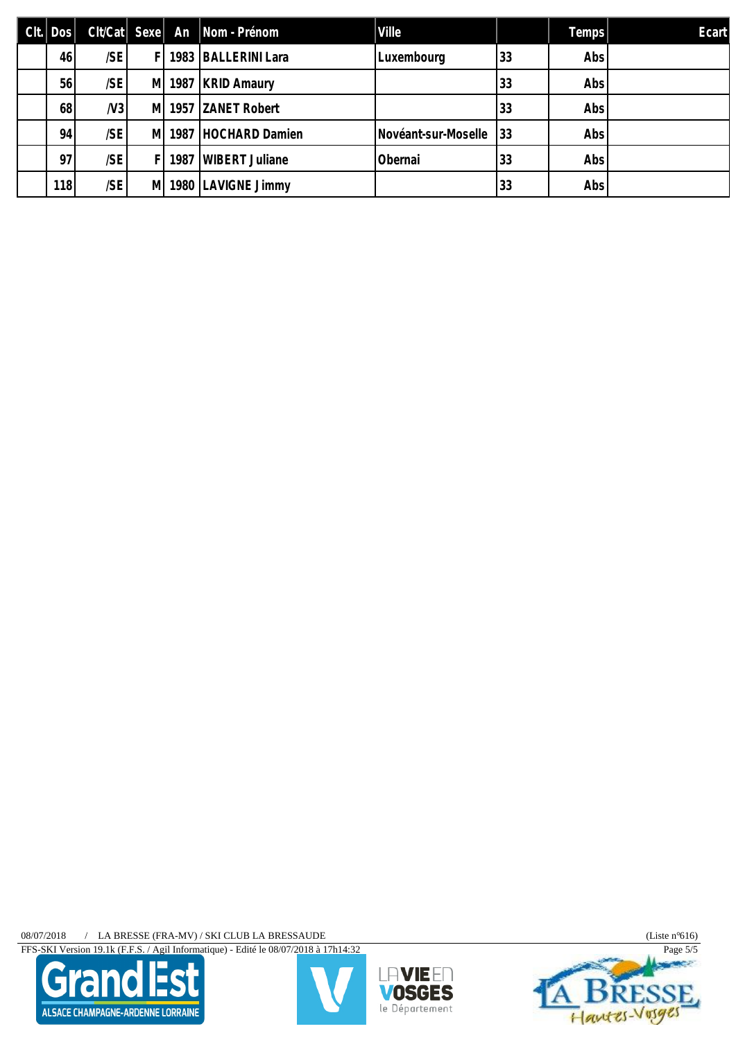| Clt. | Dos | Clt/Cat | Sexe | An | Nom - Prénom | Ville | | Temps | Ecart |
|---|---|---|---|---|---|---|---|---|---|
| | 46 | /SE | F | 1983 | BALLERINI Lara | Luxembourg | 33 | Abs | |
| | 56 | /SE | M | 1987 | KRID Amaury | | 33 | Abs | |
| | 68 | /V3 | M | 1957 | ZANET Robert | | 33 | Abs | |
| | 94 | /SE | M | 1987 | HOCHARD Damien | Novéant-sur-Moselle | 33 | Abs | |
| | 97 | /SE | F | 1987 | WIBERT Juliane | Obernai | 33 | Abs | |
| | 118 | /SE | M | 1980 | LAVIGNE Jimmy | | 33 | Abs | |

08/07/2018 / LA BRESSE (FRA-MV) / SKI CLUB LA BRESSAUDE (Liste n°616)

FFS-SKI Version 19.1k (F.F.S. / Agil Informatique) - Edité le 08/07/2018 à 17h14:32